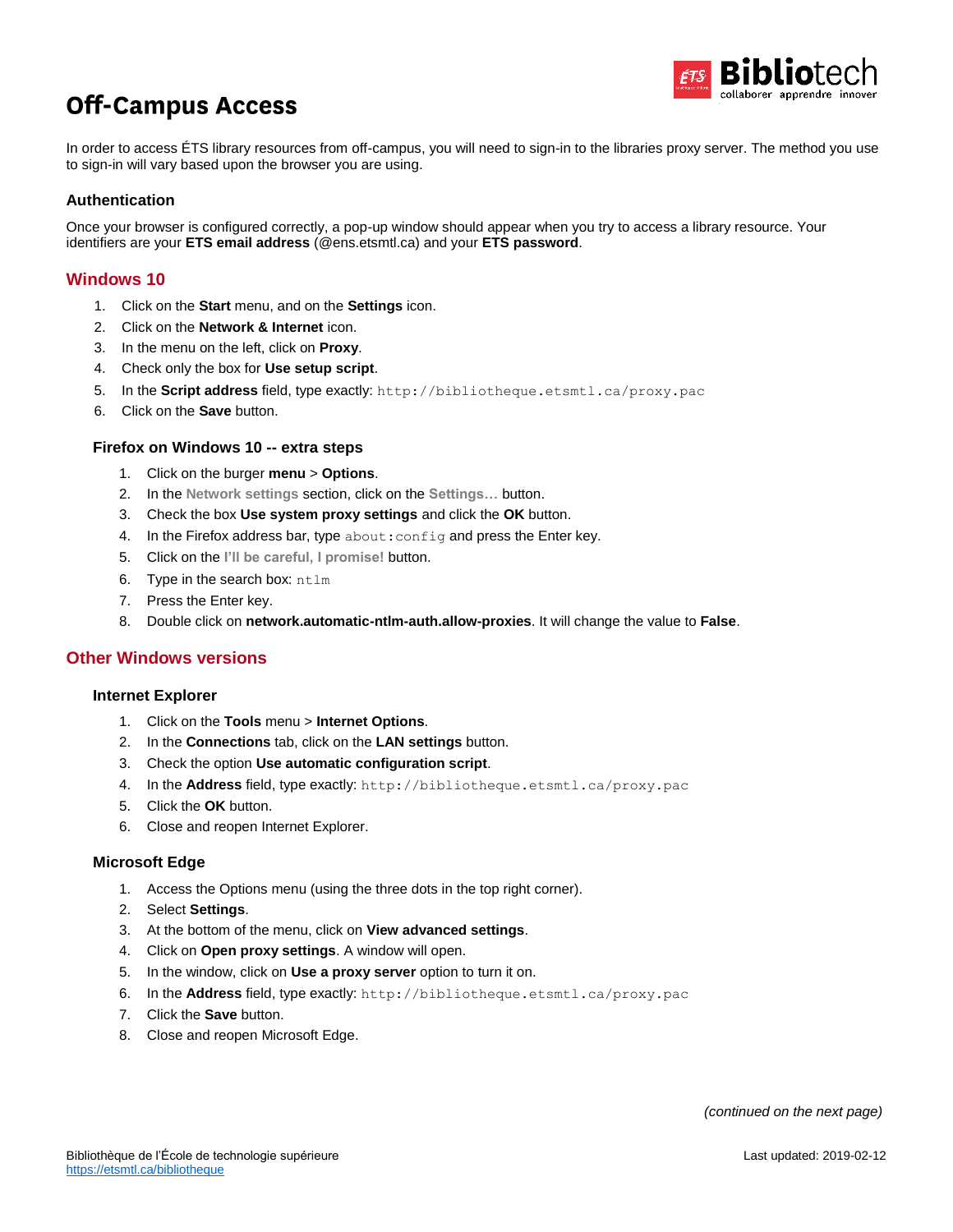# Off-Campus Access

In order to access ÉTS library resources from off-campus, you will need to sign-in to the libraries proxy server. The method you use to sign-in will vary based upon the browser you are using.

### Authentication

Once your browser is configured correctly, a pop-up window should appear when you try to access a library resource. Your identifiers are your **ETS email address** (@ens.etsmtl.ca) and your **ETS password**.

## Windows 10

1. Click on the **Start** menu, and on the **Settings** icon.
2. Click on the **Network & Internet** icon.
3. In the menu on the left, click on **Proxy**.
4. Check only the box for **Use setup script**.
5. In the **Script address** field, type exactly: `http://bibliotheque.etsmtl.ca/proxy.pac`
6. Click on the **Save** button.

### Firefox on Windows 10 -- extra steps

1. Click on the burger **menu** > **Options**.
2. In the **Network settings** section, click on the **Settings…** button.
3. Check the box **Use system proxy settings** and click the **OK** button.
4. In the Firefox address bar, type `about:config` and press the Enter key.
5. Click on the **I'll be careful, I promise!** button.
6. Type in the search box: `ntlm`
7. Press the Enter key.
8. Double click on **network.automatic-ntlm-auth.allow-proxies**. It will change the value to **False**.

## Other Windows versions

### Internet Explorer

1. Click on the **Tools** menu > **Internet Options**.
2. In the **Connections** tab, click on the **LAN settings** button.
3. Check the option **Use automatic configuration script**.
4. In the **Address** field, type exactly: `http://bibliotheque.etsmtl.ca/proxy.pac`
5. Click the **OK** button.
6. Close and reopen Internet Explorer.

### Microsoft Edge

1. Access the Options menu (using the three dots in the top right corner).
2. Select **Settings**.
3. At the bottom of the menu, click on **View advanced settings**.
4. Click on **Open proxy settings**. A window will open.
5. In the window, click on **Use a proxy server** option to turn it on.
6. In the **Address** field, type exactly: `http://bibliotheque.etsmtl.ca/proxy.pac`
7. Click the **Save** button.
8. Close and reopen Microsoft Edge.

*(continued on the next page)*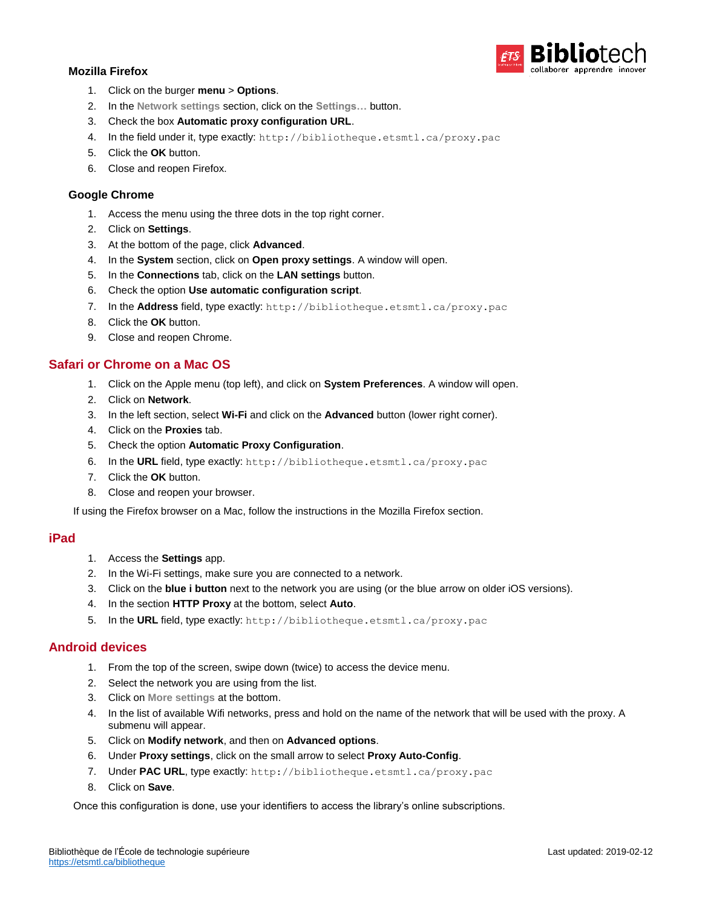### Mozilla Firefox

1. Click on the burger **menu** > **Options**.
2. In the **Network settings** section, click on the **Settings…** button.
3. Check the box **Automatic proxy configuration URL**.
4. In the field under it, type exactly: `http://bibliotheque.etsmtl.ca/proxy.pac`
5. Click the **OK** button.
6. Close and reopen Firefox.

### Google Chrome

1. Access the menu using the three dots in the top right corner.
2. Click on **Settings**.
3. At the bottom of the page, click **Advanced**.
4. In the **System** section, click on **Open proxy settings**. A window will open.
5. In the **Connections** tab, click on the **LAN settings** button.
6. Check the option **Use automatic configuration script**.
7. In the **Address** field, type exactly: `http://bibliotheque.etsmtl.ca/proxy.pac`
8. Click the **OK** button.
9. Close and reopen Chrome.

## Safari or Chrome on a Mac OS

1. Click on the Apple menu (top left), and click on **System Preferences**. A window will open.
2. Click on **Network**.
3. In the left section, select **Wi-Fi** and click on the **Advanced** button (lower right corner).
4. Click on the **Proxies** tab.
5. Check the option **Automatic Proxy Configuration**.
6. In the **URL** field, type exactly: `http://bibliotheque.etsmtl.ca/proxy.pac`
7. Click the **OK** button.
8. Close and reopen your browser.

If using the Firefox browser on a Mac, follow the instructions in the Mozilla Firefox section.

## iPad

1. Access the **Settings** app.
2. In the Wi-Fi settings, make sure you are connected to a network.
3. Click on the **blue i button** next to the network you are using (or the blue arrow on older iOS versions).
4. In the section **HTTP Proxy** at the bottom, select **Auto**.
5. In the **URL** field, type exactly: `http://bibliotheque.etsmtl.ca/proxy.pac`

## Android devices

1. From the top of the screen, swipe down (twice) to access the device menu.
2. Select the network you are using from the list.
3. Click on **More settings** at the bottom.
4. In the list of available Wifi networks, press and hold on the name of the network that will be used with the proxy. A submenu will appear.
5. Click on **Modify network**, and then on **Advanced options**.
6. Under **Proxy settings**, click on the small arrow to select **Proxy Auto-Config**.
7. Under **PAC URL**, type exactly: `http://bibliotheque.etsmtl.ca/proxy.pac`
8. Click on **Save**.

Once this configuration is done, use your identifiers to access the library's online subscriptions.